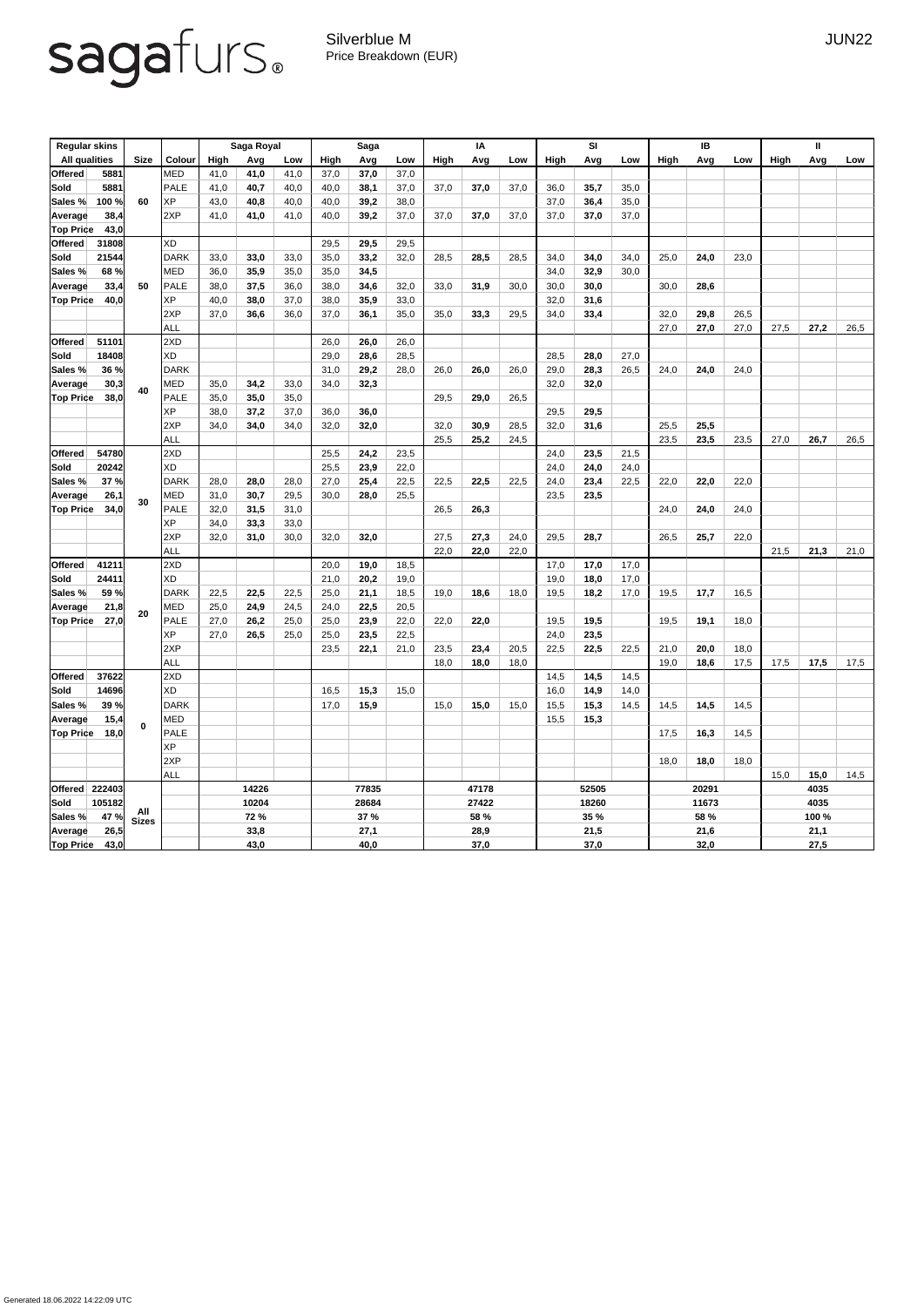# sagafurs

Silverblue M
Price Breakdown (EUR)

JUN22

| Regular skins | | | | Saga Royal | | | Saga | | | IA | | | SI | | | IB | | | II | | |
|---|---|---|---|---|---|---|---|---|---|---|---|---|---|---|---|---|---|---|---|---|---|
| All qualities | | Size | Colour | High | Avg | Low | High | Avg | Low | High | Avg | Low | High | Avg | Low | High | Avg | Low | High | Avg | Low |
| Offered | 5881 | 60 | MED | 41,0 | **41,0** | 41,0 | 37,0 | **37,0** | 37,0 | | | | | | | | | | | | |
| Sold | 5881 | | PALE | 41,0 | **40,7** | 40,0 | 40,0 | **38,1** | 37,0 | 37,0 | **37,0** | 37,0 | 36,0 | **35,7** | 35,0 | | | | | | |
| Sales % | 100 % | | XP | 43,0 | **40,8** | 40,0 | 40,0 | **39,2** | 38,0 | | | | 37,0 | **36,4** | 35,0 | | | | | | |
| Average | 38,4 | | 2XP | 41,0 | **41,0** | 41,0 | 40,0 | **39,2** | 37,0 | 37,0 | **37,0** | 37,0 | 37,0 | **37,0** | 37,0 | | | | | | |
| Top Price | 43,0 | | | | | | | | | | | | | | | | | | | | |
| Offered | 31808 | 50 | XD | | | | 29,5 | **29,5** | 29,5 | | | | | | | | | | | | |
| Sold | 21544 | | DARK | 33,0 | **33,0** | 33,0 | 35,0 | **33,2** | 32,0 | 28,5 | **28,5** | 28,5 | 34,0 | **34,0** | 34,0 | 25,0 | **24,0** | 23,0 | | | |
| Sales % | 68 % | | MED | 36,0 | **35,9** | 35,0 | 35,0 | **34,5** | | | | | 34,0 | **32,9** | 30,0 | | | | | | |
| Average | 33,4 | | PALE | 38,0 | **37,5** | 36,0 | 38,0 | **34,6** | 32,0 | 33,0 | **31,9** | 30,0 | 30,0 | **30,0** | | 30,0 | **28,6** | | | | |
| Top Price | 40,0 | | XP | 40,0 | **38,0** | 37,0 | 38,0 | **35,9** | 33,0 | | | | 32,0 | **31,6** | | | | | | | |
| | | | 2XP | 37,0 | **36,6** | 36,0 | 37,0 | **36,1** | 35,0 | 35,0 | **33,3** | 29,5 | 34,0 | **33,4** | | 32,0 | **29,8** | 26,5 | | | |
| | | | ALL | | | | | | | | | | | | | 27,0 | **27,0** | 27,0 | 27,5 | **27,2** | 26,5 |
| Offered | 51101 | 40 | 2XD | | | | 26,0 | **26,0** | 26,0 | | | | | | | | | | | | |
| Sold | 18408 | | XD | | | | 29,0 | **28,6** | 28,5 | | | | 28,5 | **28,0** | 27,0 | | | | | | |
| Sales % | 36 % | | DARK | | | | 31,0 | **29,2** | 28,0 | 26,0 | **26,0** | 26,0 | 29,0 | **28,3** | 26,5 | 24,0 | **24,0** | 24,0 | | | |
| Average | 30,3 | | MED | 35,0 | **34,2** | 33,0 | 34,0 | **32,3** | | | | | 32,0 | **32,0** | | | | | | | |
| Top Price | 38,0 | | PALE | 35,0 | **35,0** | 35,0 | | | | 29,5 | **29,0** | 26,5 | | | | | | | | | |
| | | | XP | 38,0 | **37,2** | 37,0 | 36,0 | **36,0** | | | | | 29,5 | **29,5** | | | | | | | |
| | | | 2XP | 34,0 | **34,0** | 34,0 | 32,0 | **32,0** | | 32,0 | **30,9** | 28,5 | 32,0 | **31,6** | | 25,5 | **25,5** | | | | |
| | | | ALL | | | | | | | 25,5 | **25,2** | 24,5 | | | | 23,5 | **23,5** | 23,5 | 27,0 | **26,7** | 26,5 |
| Offered | 54780 | 30 | 2XD | | | | 25,5 | **24,2** | 23,5 | | | | 24,0 | **23,5** | 21,5 | | | | | | |
| Sold | 20242 | | XD | | | | 25,5 | **23,9** | 22,0 | | | | 24,0 | **24,0** | 24,0 | | | | | | |
| Sales % | 37 % | | DARK | 28,0 | **28,0** | 28,0 | 27,0 | **25,4** | 22,5 | 22,5 | **22,5** | 22,5 | 24,0 | **23,4** | 22,5 | 22,0 | **22,0** | 22,0 | | | |
| Average | 26,1 | | MED | 31,0 | **30,7** | 29,5 | 30,0 | **28,0** | 25,5 | | | | 23,5 | **23,5** | | | | | | | |
| Top Price | 34,0 | | PALE | 32,0 | **31,5** | 31,0 | | | | 26,5 | **26,3** | | | | | 24,0 | **24,0** | 24,0 | | | |
| | | | XP | 34,0 | **33,3** | 33,0 | | | | | | | | | | | | | | | |
| | | | 2XP | 32,0 | **31,0** | 30,0 | 32,0 | **32,0** | | 27,5 | **27,3** | 24,0 | 29,5 | **28,7** | | 26,5 | **25,7** | 22,0 | | | |
| | | | ALL | | | | | | | 22,0 | **22,0** | 22,0 | | | | | | | 21,5 | **21,3** | 21,0 |
| Offered | 41211 | 20 | 2XD | | | | 20,0 | **19,0** | 18,5 | | | | 17,0 | **17,0** | 17,0 | | | | | | |
| Sold | 24411 | | XD | | | | 21,0 | **20,2** | 19,0 | | | | 19,0 | **18,0** | 17,0 | | | | | | |
| Sales % | 59 % | | DARK | 22,5 | **22,5** | 22,5 | 25,0 | **21,1** | 18,5 | 19,0 | **18,6** | 18,0 | 19,5 | **18,2** | 17,0 | 19,5 | **17,7** | 16,5 | | | |
| Average | 21,8 | | MED | 25,0 | **24,9** | 24,5 | 24,0 | **22,5** | 20,5 | | | | | | | | | | | | |
| Top Price | 27,0 | | PALE | 27,0 | **26,2** | 25,0 | 25,0 | **23,9** | 22,0 | 22,0 | **22,0** | | 19,5 | **19,5** | | 19,5 | **19,1** | 18,0 | | | |
| | | | XP | 27,0 | **26,5** | 25,0 | 25,0 | **23,5** | 22,5 | | | | 24,0 | **23,5** | | | | | | | |
| | | | 2XP | | | | 23,5 | **22,1** | 21,0 | 23,5 | **23,4** | 20,5 | 22,5 | **22,5** | 22,5 | 21,0 | **20,0** | 18,0 | | | |
| | | | ALL | | | | | | | 18,0 | **18,0** | 18,0 | | | | 19,0 | **18,6** | 17,5 | 17,5 | **17,5** | 17,5 |
| Offered | 37622 | 0 | 2XD | | | | | | | | | | 14,5 | **14,5** | 14,5 | | | | | | |
| Sold | 14696 | | XD | | | | 16,5 | **15,3** | 15,0 | | | | 16,0 | **14,9** | 14,0 | | | | | | |
| Sales % | 39 % | | DARK | | | | 17,0 | **15,9** | | 15,0 | **15,0** | 15,0 | 15,5 | **15,3** | 14,5 | 14,5 | **14,5** | 14,5 | | | |
| Average | 15,4 | | MED | | | | | | | | | | 15,5 | **15,3** | | | | | | | |
| Top Price | 18,0 | | PALE | | | | | | | | | | | | | 17,5 | **16,3** | 14,5 | | | |
| | | | XP | | | | | | | | | | | | | | | | | | |
| | | | 2XP | | | | | | | | | | | | | 18,0 | **18,0** | 18,0 | | | |
| | | | ALL | | | | | | | | | | | | | | | | 15,0 | **15,0** | 14,5 |
| Offered | 222403 | All Sizes | | | 14226 | | | 77835 | | | 47178 | | | 52505 | | | 20291 | | | 4035 | |
| Sold | 105182 | | | | 10204 | | | 28684 | | | 27422 | | | 18260 | | | 11673 | | | 4035 | |
| Sales % | 47 % | | | | 72 % | | | 37 % | | | 58 % | | | 35 % | | | 58 % | | | 100 % | |
| Average | 26,5 | | | | 33,8 | | | 27,1 | | | 28,9 | | | 21,5 | | | 21,6 | | | 21,1 | |
| Top Price | 43,0 | | | | 43,0 | | | 40,0 | | | 37,0 | | | 37,0 | | | 32,0 | | | 27,5 | |

Generated 18.06.2022 14:22:09 UTC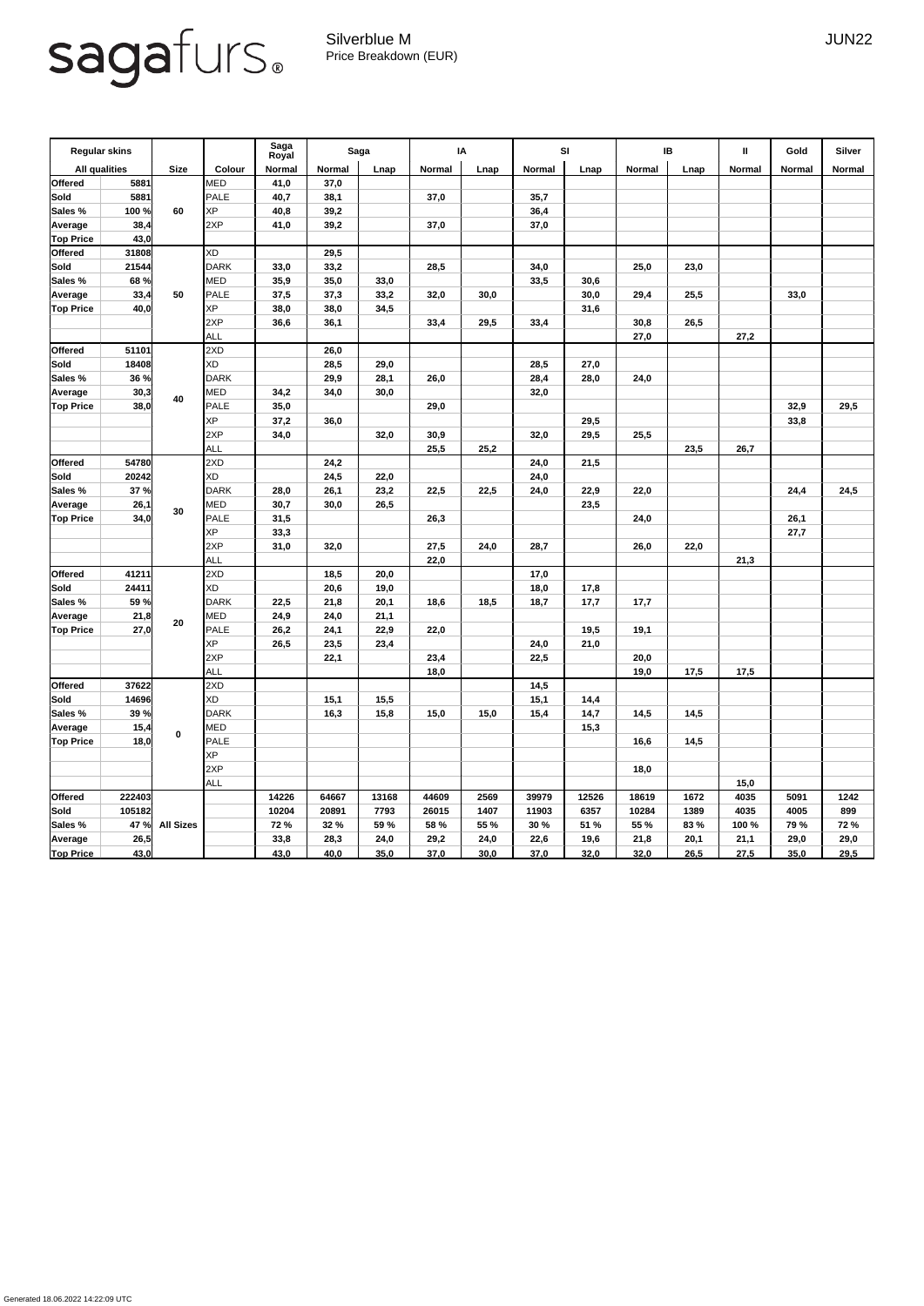# sagafurs

Silverblue M
Price Breakdown (EUR)

JUN22

| Regular skins | | | | Saga Royal | Saga | | IA | | SI | | IB | | II | Gold | Silver |
|---|---|---|---|---|---|---|---|---|---|---|---|---|---|---|---|
| All qualities | | Size | Colour | Normal | Normal | Lnap | Normal | Lnap | Normal | Lnap | Normal | Lnap | Normal | Normal | Normal |
| Offered | 5881 | 60 | MED | 41,0 | 37,0 | | | | | | | | | | |
| Sold | 5881 | | PALE | 40,7 | 38,1 | | 37,0 | | 35,7 | | | | | | |
| Sales % | 100 % | | XP | 40,8 | 39,2 | | | | 36,4 | | | | | | |
| Average | 38,4 | | 2XP | 41,0 | 39,2 | | 37,0 | | 37,0 | | | | | | |
| Top Price | 43,0 | | | | | | | | | | | | | | |
| Offered | 31808 | 50 | XD | | 29,5 | | | | | | | | | | |
| Sold | 21544 | | DARK | 33,0 | 33,2 | | 28,5 | | 34,0 | | 25,0 | 23,0 | | | |
| Sales % | 68 % | | MED | 35,9 | 35,0 | 33,0 | | | 33,5 | 30,6 | | | | | |
| Average | 33,4 | | PALE | 37,5 | 37,3 | 33,2 | 32,0 | 30,0 | | 30,0 | 29,4 | 25,5 | | 33,0 | |
| Top Price | 40,0 | | XP | 38,0 | 38,0 | 34,5 | | | | 31,6 | | | | | |
| | | | 2XP | 36,6 | 36,1 | | 33,4 | 29,5 | 33,4 | | 30,8 | 26,5 | | | |
| | | | ALL | | | | | | | | 27,0 | | 27,2 | | |
| Offered | 51101 | 40 | 2XD | | 26,0 | | | | | | | | | | |
| Sold | 18408 | | XD | | 28,5 | 29,0 | | | 28,5 | 27,0 | | | | | |
| Sales % | 36 % | | DARK | | 29,9 | 28,1 | 26,0 | | 28,4 | 28,0 | 24,0 | | | | |
| Average | 30,3 | | MED | 34,2 | 34,0 | 30,0 | | | 32,0 | | | | | | |
| Top Price | 38,0 | | PALE | 35,0 | | | 29,0 | | | | | | | 32,9 | 29,5 |
| | | | XP | 37,2 | 36,0 | | | | | 29,5 | | | | 33,8 | |
| | | | 2XP | 34,0 | | 32,0 | 30,9 | | 32,0 | 29,5 | 25,5 | | | | |
| | | | ALL | | | | 25,5 | 25,2 | | | | 23,5 | 26,7 | | |
| Offered | 54780 | 30 | 2XD | | 24,2 | | | | 24,0 | 21,5 | | | | | |
| Sold | 20242 | | XD | | 24,5 | 22,0 | | | 24,0 | | | | | | |
| Sales % | 37 % | | DARK | 28,0 | 26,1 | 23,2 | 22,5 | 22,5 | 24,0 | 22,9 | 22,0 | | | 24,4 | 24,5 |
| Average | 26,1 | | MED | 30,7 | 30,0 | 26,5 | | | | 23,5 | | | | | |
| Top Price | 34,0 | | PALE | 31,5 | | | 26,3 | | | | 24,0 | | | 26,1 | |
| | | | XP | 33,3 | | | | | | | | | | 27,7 | |
| | | | 2XP | 31,0 | 32,0 | | 27,5 | 24,0 | 28,7 | | 26,0 | 22,0 | | | |
| | | | ALL | | | | 22,0 | | | | | | 21,3 | | |
| Offered | 41211 | 20 | 2XD | | 18,5 | 20,0 | | | 17,0 | | | | | | |
| Sold | 24411 | | XD | | 20,6 | 19,0 | | | 18,0 | 17,8 | | | | | |
| Sales % | 59 % | | DARK | 22,5 | 21,8 | 20,1 | 18,6 | 18,5 | 18,7 | 17,7 | 17,7 | | | | |
| Average | 21,8 | | MED | 24,9 | 24,0 | 21,1 | | | | | | | | | |
| Top Price | 27,0 | | PALE | 26,2 | 24,1 | 22,9 | 22,0 | | | 19,5 | 19,1 | | | | |
| | | | XP | 26,5 | 23,5 | 23,4 | | | 24,0 | 21,0 | | | | | |
| | | | 2XP | | 22,1 | | 23,4 | | 22,5 | | 20,0 | | | | |
| | | | ALL | | | | 18,0 | | | | 19,0 | 17,5 | 17,5 | | |
| Offered | 37622 | 0 | 2XD | | | | | | 14,5 | | | | | | |
| Sold | 14696 | | XD | | 15,1 | 15,5 | | | 15,1 | 14,4 | | | | | |
| Sales % | 39 % | | DARK | | 16,3 | 15,8 | 15,0 | 15,0 | 15,4 | 14,7 | 14,5 | 14,5 | | | |
| Average | 15,4 | | MED | | | | | | | 15,3 | | | | | |
| Top Price | 18,0 | | PALE | | | | | | | | 16,6 | 14,5 | | | |
| | | | XP | | | | | | | | | | | | |
| | | | 2XP | | | | | | | | 18,0 | | | | |
| | | | ALL | | | | | | | | | | 15,0 | | |
| Offered | 222403 | All Sizes | | 14226 | 64667 | 13168 | 44609 | 2569 | 39979 | 12526 | 18619 | 1672 | 4035 | 5091 | 1242 |
| Sold | 105182 | | | 10204 | 20891 | 7793 | 26015 | 1407 | 11903 | 6357 | 10284 | 1389 | 4035 | 4005 | 899 |
| Sales % | 47 % | | | 72 % | 32 % | 59 % | 58 % | 55 % | 30 % | 51 % | 55 % | 83 % | 100 % | 79 % | 72 % |
| Average | 26,5 | | | 33,8 | 28,3 | 24,0 | 29,2 | 24,0 | 22,6 | 19,6 | 21,8 | 20,1 | 21,1 | 29,0 | 29,0 |
| Top Price | 43,0 | | | 43,0 | 40,0 | 35,0 | 37,0 | 30,0 | 37,0 | 32,0 | 32,0 | 26,5 | 27,5 | 35,0 | 29,5 |

Generated 18.06.2022 14:22:09 UTC